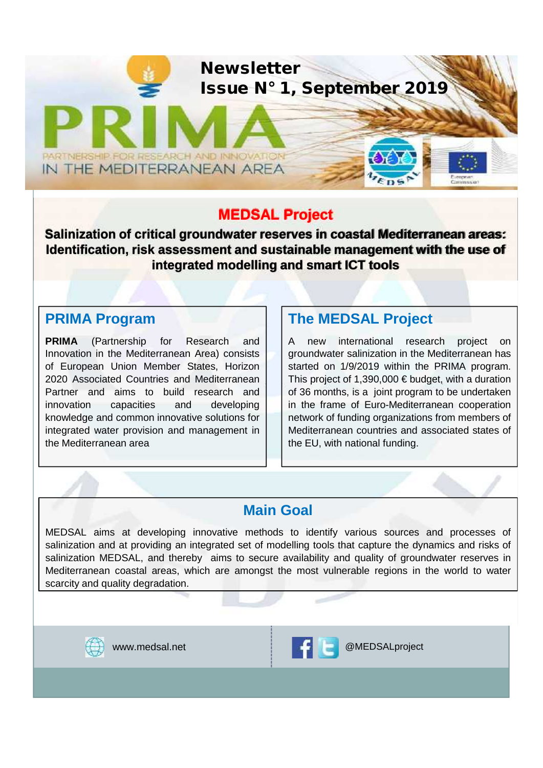# Newsletter
# Issue N° 1, September 2019

PRIMA

PARTNERSHIP FOR RESEARCH AND INNOVATION IN THE MEDITERRANEAN AREA

## MEDSAL Project

**Salinization of critical groundwater reserves in coastal Mediterranean areas: Identification, risk assessment and sustainable management with the use of integrated modelling and smart ICT tools**

## PRIMA Program

**PRIMA** (Partnership for Research and Innovation in the Mediterranean Area) consists of European Union Member States, Horizon 2020 Associated Countries and Mediterranean Partner and aims to build research and innovation capacities and developing knowledge and common innovative solutions for integrated water provision and management in the Mediterranean area

## The MEDSAL Project

A new international research project on groundwater salinization in the Mediterranean has started on 1/9/2019 within the PRIMA program. This project of 1,390,000 € budget, with a duration of 36 months, is a joint program to be undertaken in the frame of Euro-Mediterranean cooperation network of funding organizations from members of Mediterranean countries and associated states of the EU, with national funding.

## Main Goal

MEDSAL aims at developing innovative methods to identify various sources and processes of salinization and at providing an integrated set of modelling tools that capture the dynamics and risks of salinization MEDSAL, and thereby aims to secure availability and quality of groundwater reserves in Mediterranean coastal areas, which are amongst the most vulnerable regions in the world to water scarcity and quality degradation.

www.medsal.net

@MEDSALproject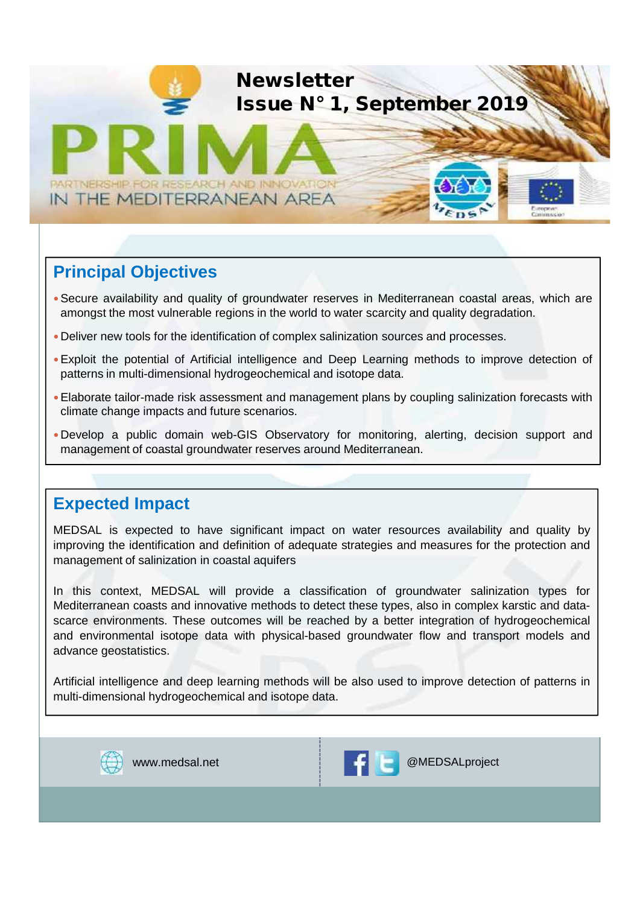Newsletter
Issue N° 1, September 2019

PRIMA
PARTNERSHIP FOR RESEARCH AND INNOVATION IN THE MEDITERRANEAN AREA

## Principal Objectives

- Secure availability and quality of groundwater reserves in Mediterranean coastal areas, which are amongst the most vulnerable regions in the world to water scarcity and quality degradation.
- Deliver new tools for the identification of complex salinization sources and processes.
- Exploit the potential of Artificial intelligence and Deep Learning methods to improve detection of patterns in multi-dimensional hydrogeochemical and isotope data.
- Elaborate tailor-made risk assessment and management plans by coupling salinization forecasts with climate change impacts and future scenarios.
- Develop a public domain web-GIS Observatory for monitoring, alerting, decision support and management of coastal groundwater reserves around Mediterranean.

## Expected Impact

MEDSAL is expected to have significant impact on water resources availability and quality by improving the identification and definition of adequate strategies and measures for the protection and management of salinization in coastal aquifers

In this context, MEDSAL will provide a classification of groundwater salinization types for Mediterranean coasts and innovative methods to detect these types, also in complex karstic and data-scarce environments. These outcomes will be reached by a better integration of hydrogeochemical and environmental isotope data with physical-based groundwater flow and transport models and advance geostatistics.

Artificial intelligence and deep learning methods will be also used to improve detection of patterns in multi-dimensional hydrogeochemical and isotope data.

www.medsal.net

@MEDSALproject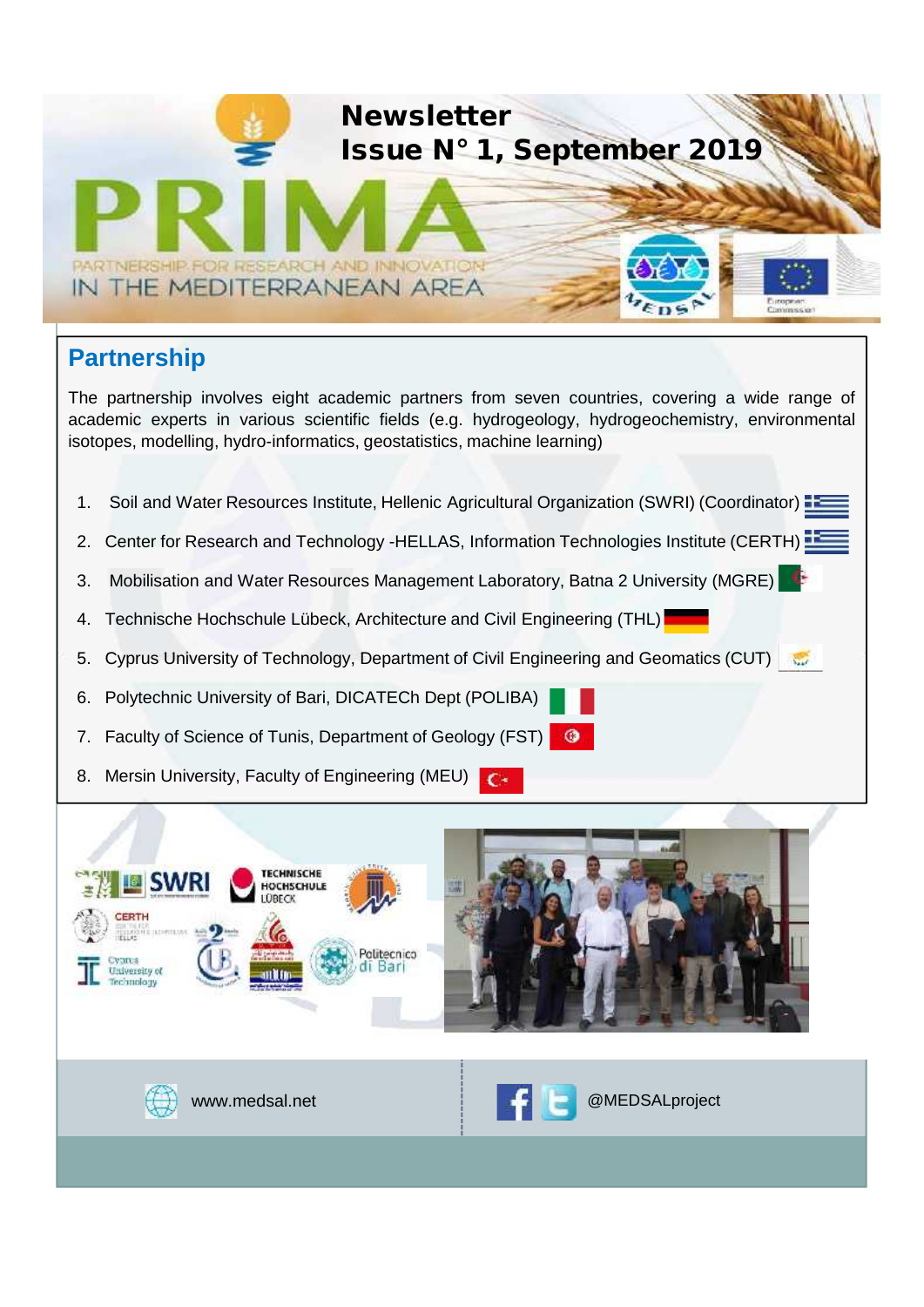Newsletter
Issue N° 1, September 2019

PRIMA
PARTNERSHIP FOR RESEARCH AND INNOVATION
IN THE MEDITERRANEAN AREA

## Partnership

The partnership involves eight academic partners from seven countries, covering a wide range of academic experts in various scientific fields (e.g. hydrogeology, hydrogeochemistry, environmental isotopes, modelling, hydro-informatics, geostatistics, machine learning)

1. Soil and Water Resources Institute, Hellenic Agricultural Organization (SWRI) (Coordinator)
2. Center for Research and Technology -HELLAS, Information Technologies Institute (CERTH)
3. Mobilisation and Water Resources Management Laboratory, Batna 2 University (MGRE)
4. Technische Hochschule Lübeck, Architecture and Civil Engineering (THL)
5. Cyprus University of Technology, Department of Civil Engineering and Geomatics (CUT)
6. Polytechnic University of Bari, DICATECh Dept (POLIBA)
7. Faculty of Science of Tunis, Department of Geology (FST)
8. Mersin University, Faculty of Engineering (MEU)

www.medsal.net

@MEDSALproject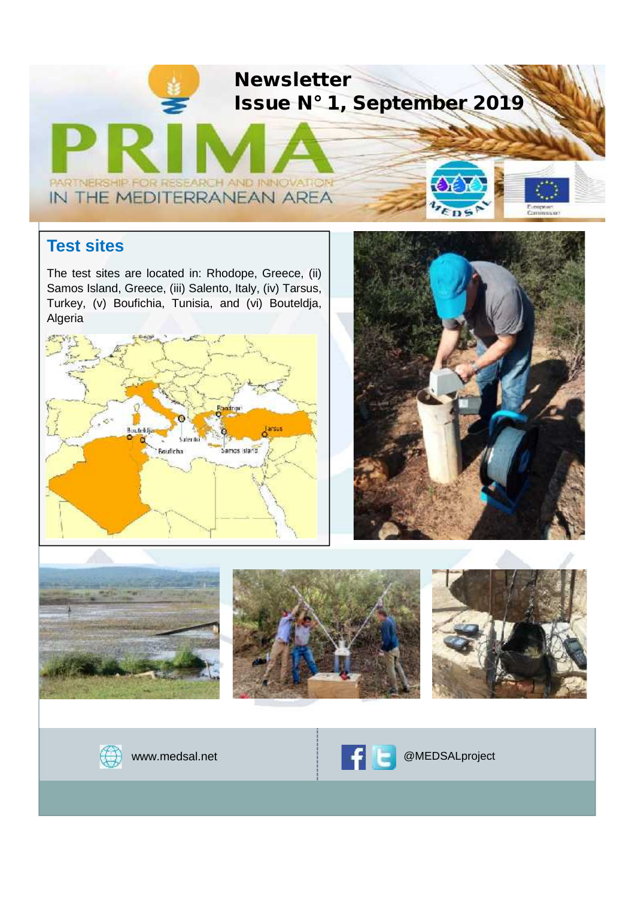Newsletter
Issue N° 1, September 2019

PRIMA
PARTNERSHIP FOR RESEARCH AND INNOVATION
IN THE MEDITERRANEAN AREA

## Test sites

The test sites are located in: Rhodope, Greece, (ii) Samos Island, Greece, (iii) Salento, Italy, (iv) Tarsus, Turkey, (v) Boufichia, Tunisia, and (vi) Bouteldja, Algeria

www.medsal.net

@MEDSALproject